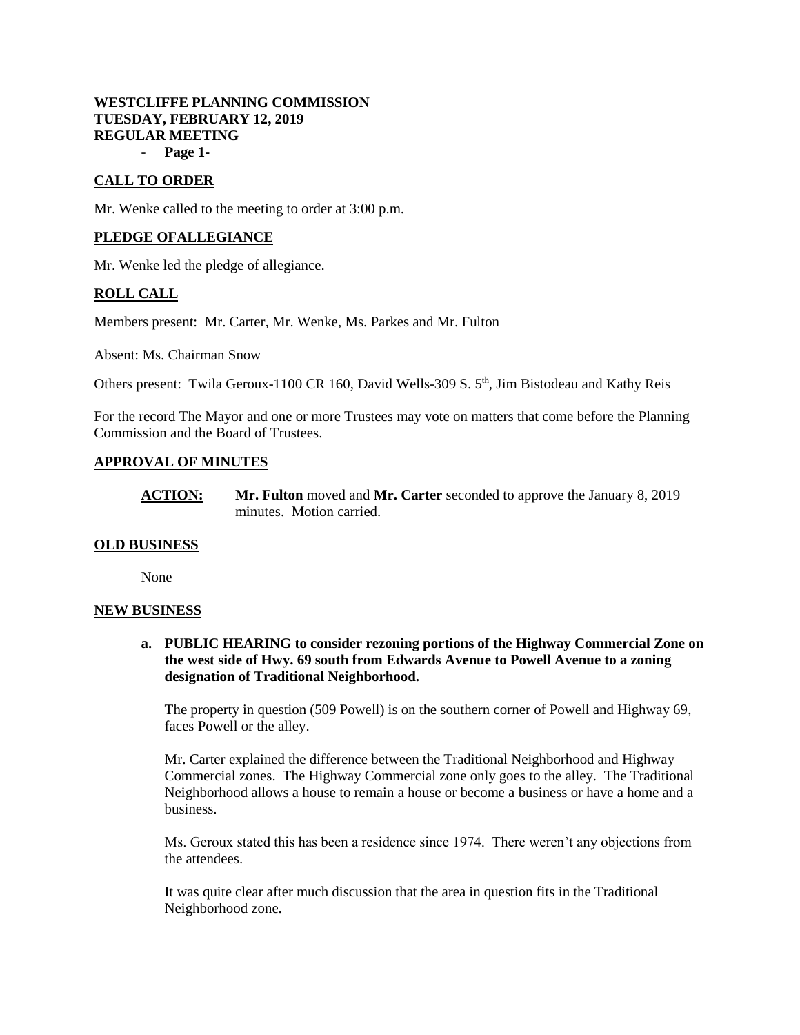**WESTCLIFFE PLANNING COMMISSION**
**TUESDAY, FEBRUARY 12, 2019**
**REGULAR MEETING**

## CALL TO ORDER

Mr. Wenke called to the meeting to order at 3:00 p.m.

## PLEDGE OFALLEGIANCE

Mr. Wenke led the pledge of allegiance.

## ROLL CALL

Members present: Mr. Carter, Mr. Wenke, Ms. Parkes and Mr. Fulton

Absent: Ms. Chairman Snow

Others present: Twila Geroux-1100 CR 160, David Wells-309 S. 5th, Jim Bistodeau and Kathy Reis

For the record The Mayor and one or more Trustees may vote on matters that come before the Planning Commission and the Board of Trustees.

## APPROVAL OF MINUTES

**ACTION:** **Mr. Fulton** moved and **Mr. Carter** seconded to approve the January 8, 2019 minutes. Motion carried.

## OLD BUSINESS

None

## NEW BUSINESS

**a. PUBLIC HEARING to consider rezoning portions of the Highway Commercial Zone on the west side of Hwy. 69 south from Edwards Avenue to Powell Avenue to a zoning designation of Traditional Neighborhood.**

The property in question (509 Powell) is on the southern corner of Powell and Highway 69, faces Powell or the alley.

Mr. Carter explained the difference between the Traditional Neighborhood and Highway Commercial zones. The Highway Commercial zone only goes to the alley. The Traditional Neighborhood allows a house to remain a house or become a business or have a home and a business.

Ms. Geroux stated this has been a residence since 1974. There weren't any objections from the attendees.

It was quite clear after much discussion that the area in question fits in the Traditional Neighborhood zone.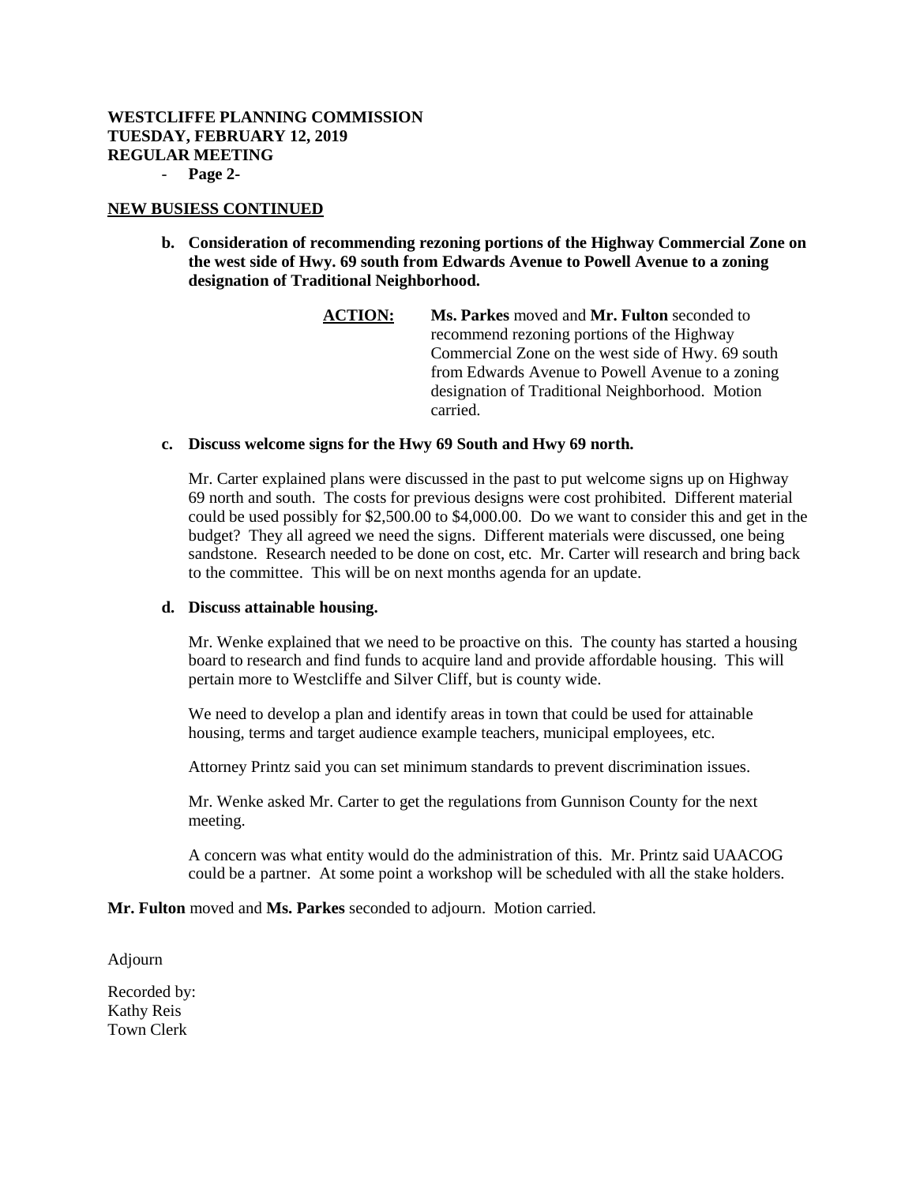**WESTCLIFFE PLANNING COMMISSION**
**TUESDAY, FEBRUARY 12, 2019**
**REGULAR MEETING**
- **Page 2-**

**NEW BUSIESS CONTINUED**

**b. Consideration of recommending rezoning portions of the Highway Commercial Zone on the west side of Hwy. 69 south from Edwards Avenue to Powell Avenue to a zoning designation of Traditional Neighborhood.**

**ACTION:** **Ms. Parkes** moved and **Mr. Fulton** seconded to recommend rezoning portions of the Highway Commercial Zone on the west side of Hwy. 69 south from Edwards Avenue to Powell Avenue to a zoning designation of Traditional Neighborhood. Motion carried.

**c. Discuss welcome signs for the Hwy 69 South and Hwy 69 north.**

Mr. Carter explained plans were discussed in the past to put welcome signs up on Highway 69 north and south. The costs for previous designs were cost prohibited. Different material could be used possibly for $2,500.00 to $4,000.00. Do we want to consider this and get in the budget? They all agreed we need the signs. Different materials were discussed, one being sandstone. Research needed to be done on cost, etc. Mr. Carter will research and bring back to the committee. This will be on next months agenda for an update.

**d. Discuss attainable housing.**

Mr. Wenke explained that we need to be proactive on this. The county has started a housing board to research and find funds to acquire land and provide affordable housing. This will pertain more to Westcliffe and Silver Cliff, but is county wide.

We need to develop a plan and identify areas in town that could be used for attainable housing, terms and target audience example teachers, municipal employees, etc.

Attorney Printz said you can set minimum standards to prevent discrimination issues.

Mr. Wenke asked Mr. Carter to get the regulations from Gunnison County for the next meeting.

A concern was what entity would do the administration of this. Mr. Printz said UAACOG could be a partner. At some point a workshop will be scheduled with all the stake holders.

**Mr. Fulton** moved and **Ms. Parkes** seconded to adjourn. Motion carried.

Adjourn

Recorded by:
Kathy Reis
Town Clerk